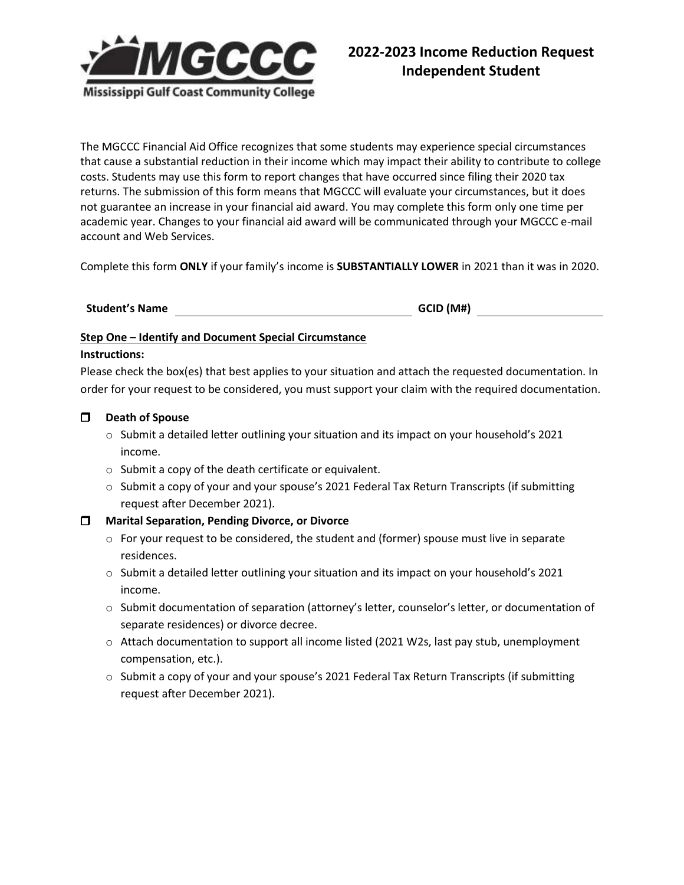**Mississippi Gulf Coast Community College**

# 2022-2023 Income Reduction Request Independent Student

The MGCCC Financial Aid Office recognizes that some students may experience special circumstances that cause a substantial reduction in their income which may impact their ability to contribute to college costs. Students may use this form to report changes that have occurred since filing their 2020 tax returns. The submission of this form means that MGCCC will evaluate your circumstances, but it does not guarantee an increase in your financial aid award. You may complete this form only one time per academic year. Changes to your financial aid award will be communicated through your MGCCC e-mail account and Web Services.

Complete this form **ONLY** if your family's income is **SUBSTANTIALLY LOWER** in 2021 than it was in 2020.

**Student's Name** ______________________________ **GCID (M#)** ________________

**Step One – Identify and Document Special Circumstance**

**Instructions:**

Please check the box(es) that best applies to your situation and attach the requested documentation. In order for your request to be considered, you must support your claim with the required documentation.

- ☐ **Death of Spouse**
  - Submit a detailed letter outlining your situation and its impact on your household's 2021 income.
  - Submit a copy of the death certificate or equivalent.
  - Submit a copy of your and your spouse's 2021 Federal Tax Return Transcripts (if submitting request after December 2021).
- ☐ **Marital Separation, Pending Divorce, or Divorce**
  - For your request to be considered, the student and (former) spouse must live in separate residences.
  - Submit a detailed letter outlining your situation and its impact on your household's 2021 income.
  - Submit documentation of separation (attorney's letter, counselor's letter, or documentation of separate residences) or divorce decree.
  - Attach documentation to support all income listed (2021 W2s, last pay stub, unemployment compensation, etc.).
  - Submit a copy of your and your spouse's 2021 Federal Tax Return Transcripts (if submitting request after December 2021).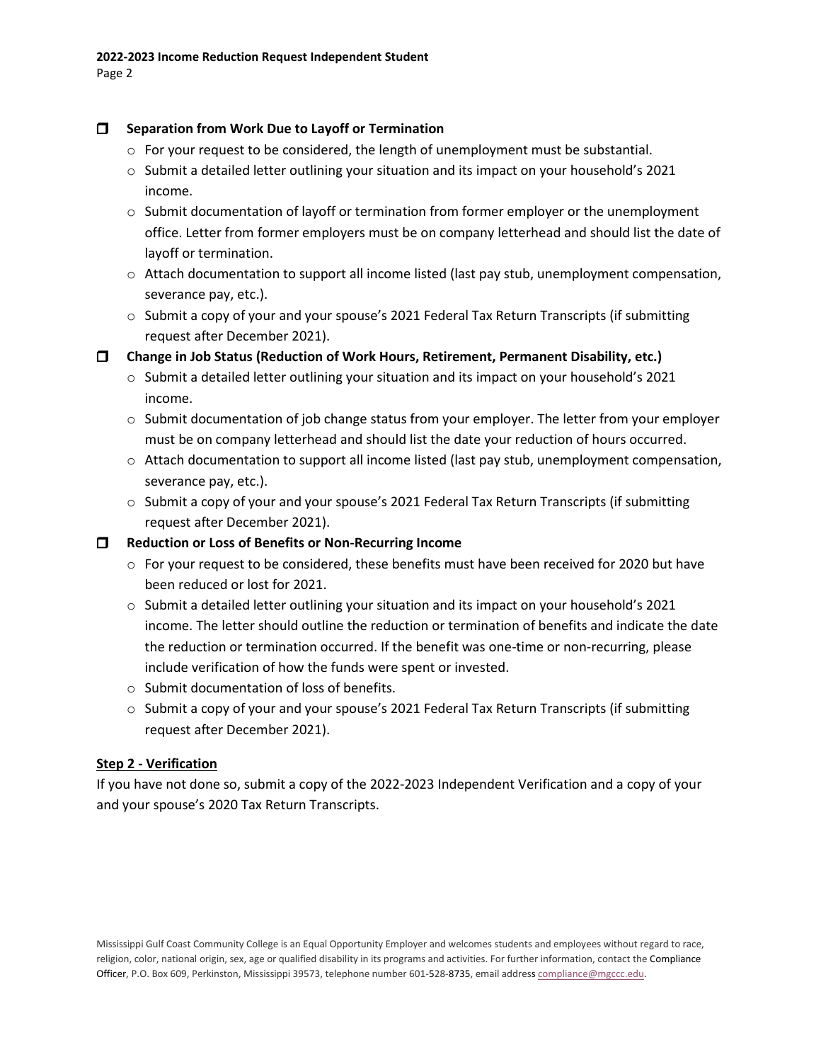- ☐ **Separation from Work Due to Layoff or Termination**
  - For your request to be considered, the length of unemployment must be substantial.
  - Submit a detailed letter outlining your situation and its impact on your household's 2021 income.
  - Submit documentation of layoff or termination from former employer or the unemployment office. Letter from former employers must be on company letterhead and should list the date of layoff or termination.
  - Attach documentation to support all income listed (last pay stub, unemployment compensation, severance pay, etc.).
  - Submit a copy of your and your spouse's 2021 Federal Tax Return Transcripts (if submitting request after December 2021).
- ☐ **Change in Job Status (Reduction of Work Hours, Retirement, Permanent Disability, etc.)**
  - Submit a detailed letter outlining your situation and its impact on your household's 2021 income.
  - Submit documentation of job change status from your employer. The letter from your employer must be on company letterhead and should list the date your reduction of hours occurred.
  - Attach documentation to support all income listed (last pay stub, unemployment compensation, severance pay, etc.).
  - Submit a copy of your and your spouse's 2021 Federal Tax Return Transcripts (if submitting request after December 2021).
- ☐ **Reduction or Loss of Benefits or Non-Recurring Income**
  - For your request to be considered, these benefits must have been received for 2020 but have been reduced or lost for 2021.
  - Submit a detailed letter outlining your situation and its impact on your household's 2021 income. The letter should outline the reduction or termination of benefits and indicate the date the reduction or termination occurred. If the benefit was one-time or non-recurring, please include verification of how the funds were spent or invested.
  - Submit documentation of loss of benefits.
  - Submit a copy of your and your spouse's 2021 Federal Tax Return Transcripts (if submitting request after December 2021).

**Step 2 - Verification**

If you have not done so, submit a copy of the 2022-2023 Independent Verification and a copy of your and your spouse's 2020 Tax Return Transcripts.

Mississippi Gulf Coast Community College is an Equal Opportunity Employer and welcomes students and employees without regard to race, religion, color, national origin, sex, age or qualified disability in its programs and activities. For further information, contact the Compliance Officer, P.O. Box 609, Perkinston, Mississippi 39573, telephone number 601-528-8735, email address compliance@mgccc.edu.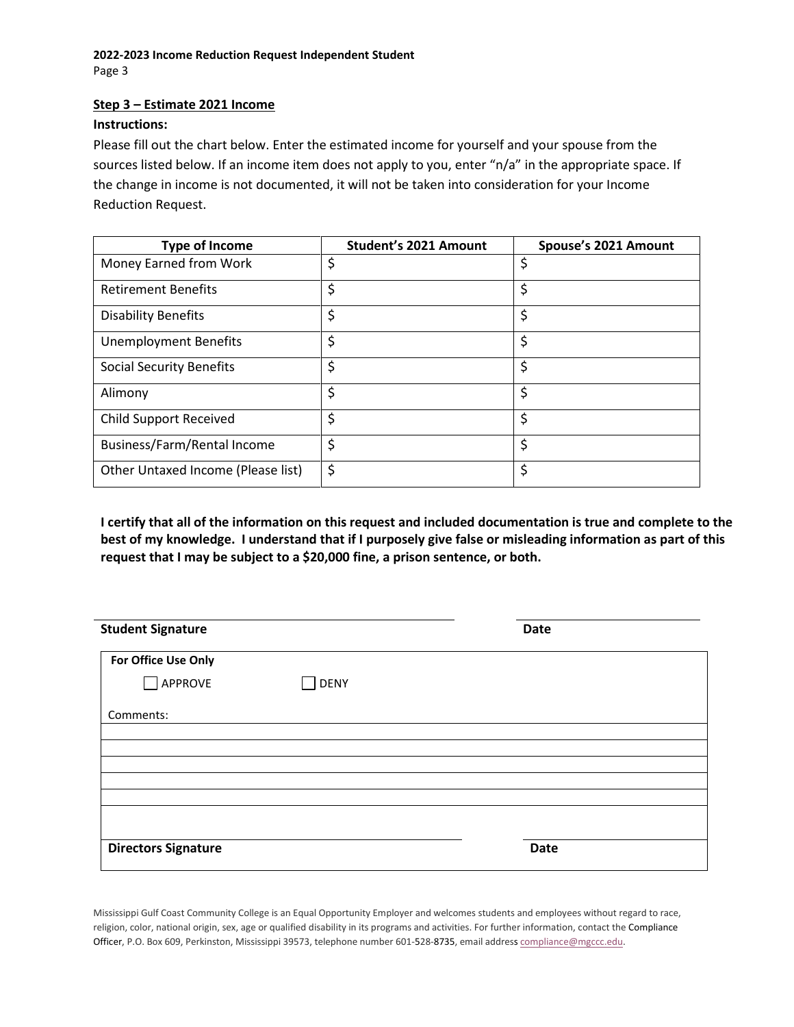**2022-2023 Income Reduction Request Independent Student**

### Step 3 – Estimate 2021 Income

**Instructions:**

Please fill out the chart below. Enter the estimated income for yourself and your spouse from the sources listed below. If an income item does not apply to you, enter "n/a" in the appropriate space. If the change in income is not documented, it will not be taken into consideration for your Income Reduction Request.

| Type of Income | Student's 2021 Amount | Spouse's 2021 Amount |
|---|---|---|
| Money Earned from Work | $ | $ |
| Retirement Benefits | $ | $ |
| Disability Benefits | $ | $ |
| Unemployment Benefits | $ | $ |
| Social Security Benefits | $ | $ |
| Alimony | $ | $ |
| Child Support Received | $ | $ |
| Business/Farm/Rental Income | $ | $ |
| Other Untaxed Income (Please list) | $ | $ |

**I certify that all of the information on this request and included documentation is true and complete to the best of my knowledge. I understand that if I purposely give false or misleading information as part of this request that I may be subject to a $20,000 fine, a prison sentence, or both.**

______________________________________ ____________________

**Student Signature** **Date**

**For Office Use Only**

☐ APPROVE ☐ DENY

Comments:

______________________________________ ____________________

**Directors Signature** **Date**

Mississippi Gulf Coast Community College is an Equal Opportunity Employer and welcomes students and employees without regard to race, religion, color, national origin, sex, age or qualified disability in its programs and activities. For further information, contact the Compliance Officer, P.O. Box 609, Perkinston, Mississippi 39573, telephone number 601-528-8735, email address compliance@mgccc.edu.